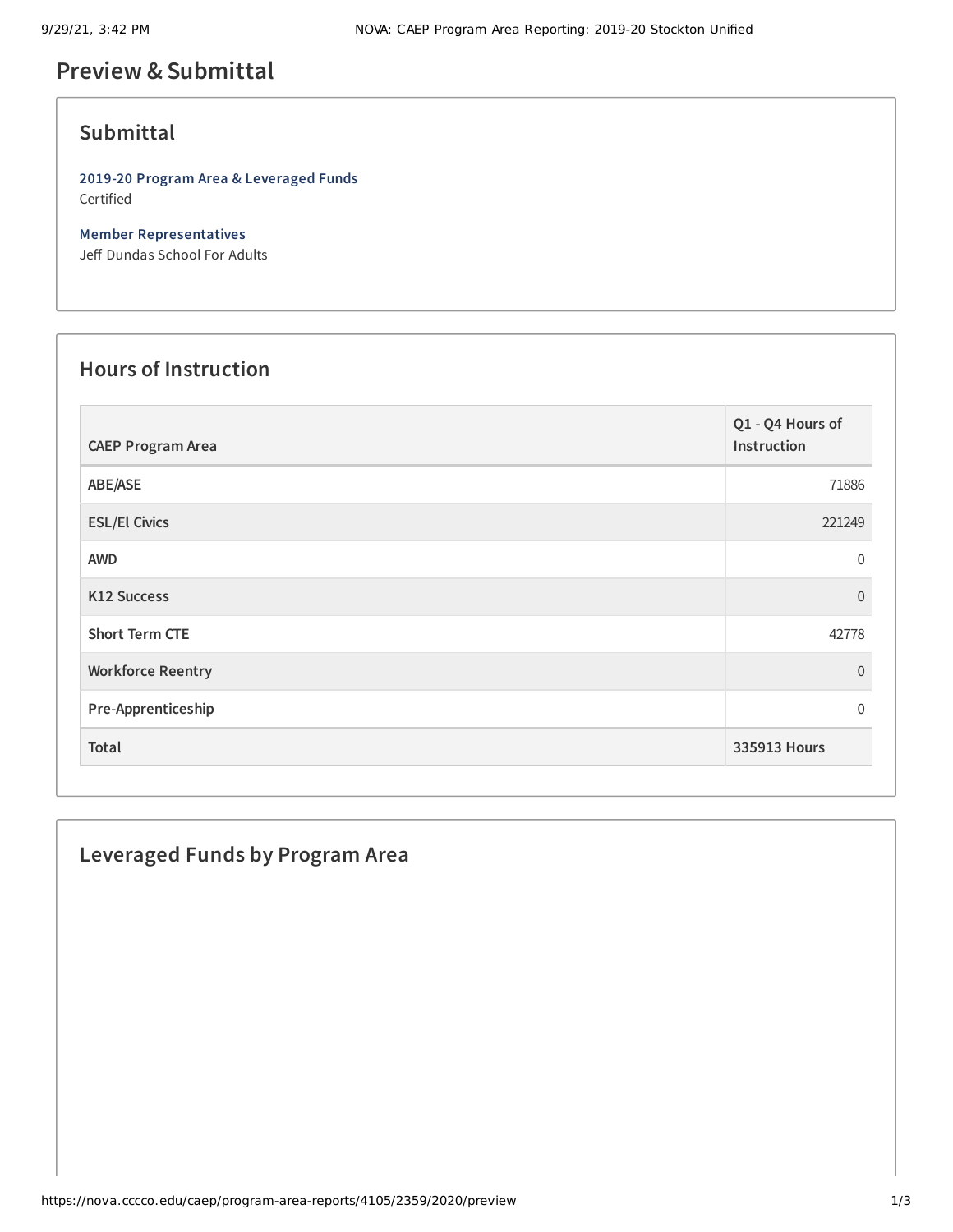# Preview & Submittal

## Submittal

**2019-20 Program Area & Leveraged Funds**
Certified

**Member Representatives**
Jeff Dundas School For Adults

## Hours of Instruction

| CAEP Program Area | Q1 - Q4 Hours of Instruction |
| --- | --- |
| ABE/ASE | 71886 |
| ESL/El Civics | 221249 |
| AWD | 0 |
| K12 Success | 0 |
| Short Term CTE | 42778 |
| Workforce Reentry | 0 |
| Pre-Apprenticeship | 0 |
| **Total** | **335913 Hours** |

## Leveraged Funds by Program Area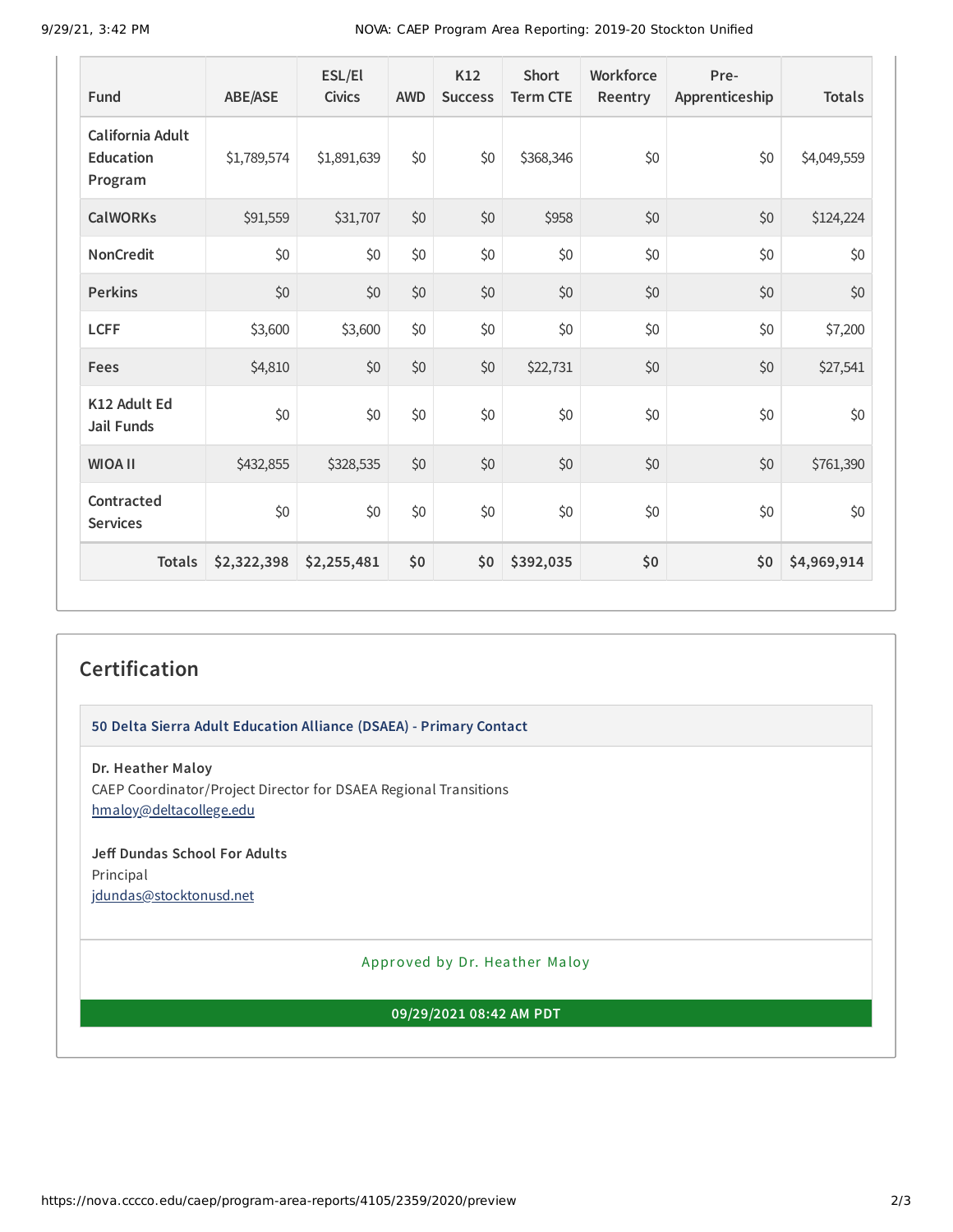| Fund | ABE/ASE | ESL/El Civics | AWD | K12 Success | Short Term CTE | Workforce Reentry | Pre-Apprenticeship | Totals |
|---|---|---|---|---|---|---|---|---|
| California Adult Education Program | $1,789,574 | $1,891,639 | $0 | $0 | $368,346 | $0 | $0 | $4,049,559 |
| CalWORKs | $91,559 | $31,707 | $0 | $0 | $958 | $0 | $0 | $124,224 |
| NonCredit | $0 | $0 | $0 | $0 | $0 | $0 | $0 | $0 |
| Perkins | $0 | $0 | $0 | $0 | $0 | $0 | $0 | $0 |
| LCFF | $3,600 | $3,600 | $0 | $0 | $0 | $0 | $0 | $7,200 |
| Fees | $4,810 | $0 | $0 | $0 | $22,731 | $0 | $0 | $27,541 |
| K12 Adult Ed Jail Funds | $0 | $0 | $0 | $0 | $0 | $0 | $0 | $0 |
| WIOA II | $432,855 | $328,535 | $0 | $0 | $0 | $0 | $0 | $761,390 |
| Contracted Services | $0 | $0 | $0 | $0 | $0 | $0 | $0 | $0 |
| **Totals** | **$2,322,398** | **$2,255,481** | **$0** | **$0** | **$392,035** | **$0** | **$0** | **$4,969,914** |

## Certification

**50 Delta Sierra Adult Education Alliance (DSAEA) - Primary Contact**

**Dr. Heather Maloy**
CAEP Coordinator/Project Director for DSAEA Regional Transitions
hmaloy@deltacollege.edu

**Jeff Dundas School For Adults**
Principal
jdundas@stocktonusd.net

Approved by Dr. Heather Maloy

**09/29/2021 08:42 AM PDT**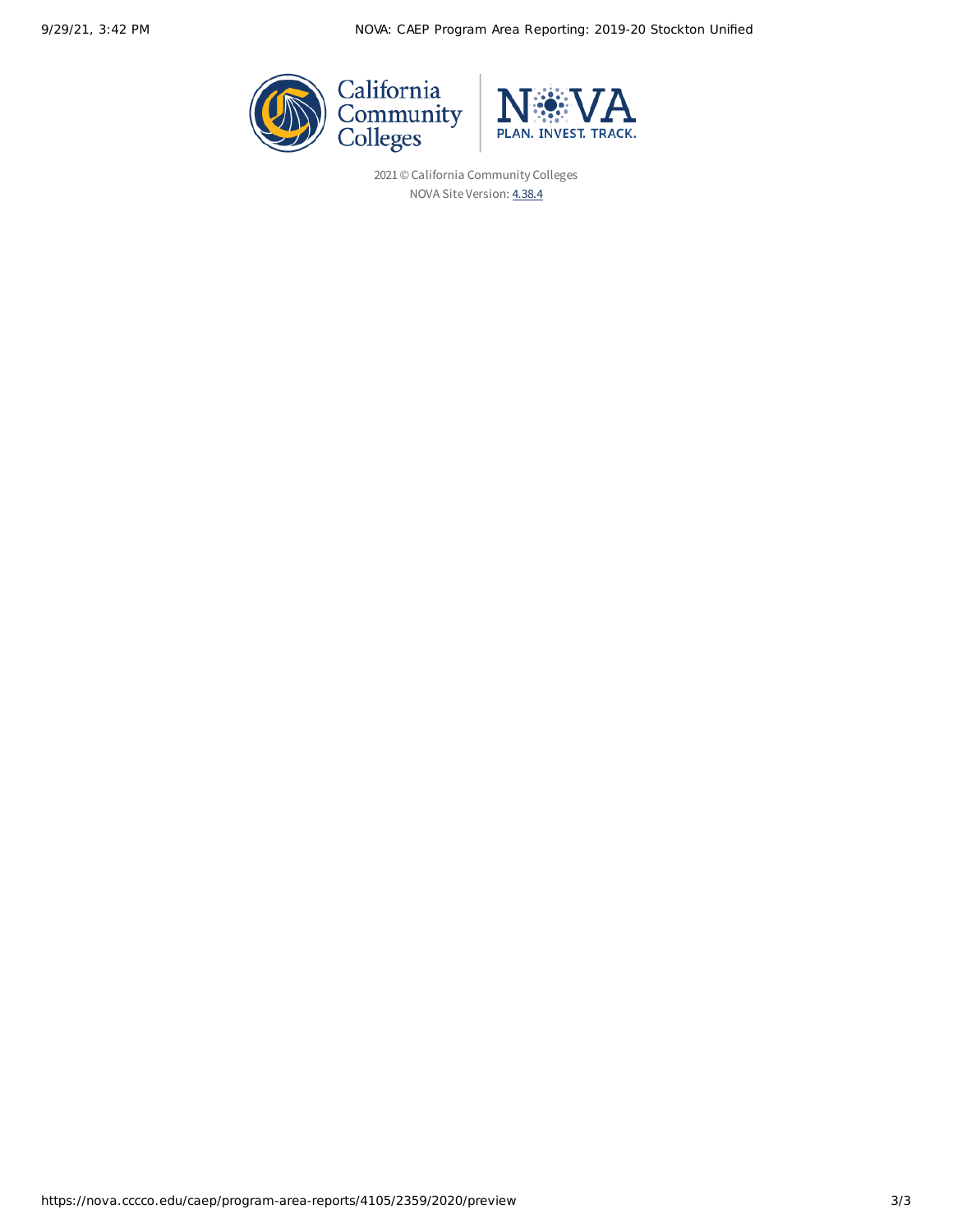2021 © California Community Colleges
NOVA Site Version: [4.38.4]